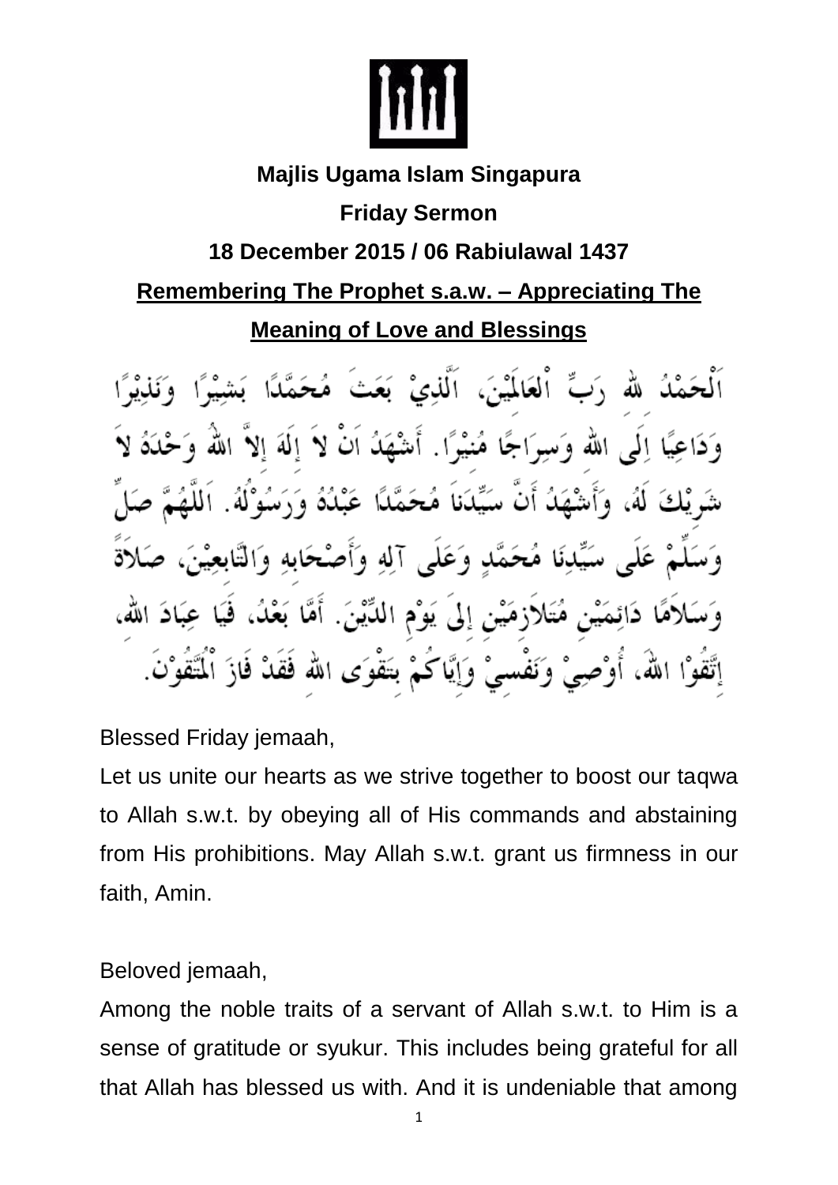**Majlis Ugama Islam Singapura**

**Friday Sermon**

**18 December 2015 / 06 Rabiulawal 1437**

**Remembering The Prophet s.a.w. – Appreciating The Meaning of Love and Blessings**

اَلْحَمْدُ للهِ رَبِّ الْعَالَمِيْنَ، اَلَّذِيْ بَعَثَ مُحَمَّدًا بَشِيْرًا وَنَذِيْرًا وَدَاعِيًا إِلَى اللهِ وَسِرَاجًا مُنِيْرًا. أَشْهَدُ اَنْ لاَ إِلَهَ إِلاَّ اللهُ وَحْدَهُ لاَ شَرِيْكَ لَهُ، وَأَشْهَدُ أَنَّ سَيِّدَنَا مُحَمَّدًا عَبْدُهُ وَرَسُوْلُهُ. اَللَّهُمَّ صَلِّ وَسَلِّمْ عَلَى سَيِّدِنَا مُحَمَّدٍ وَعَلَى آلِهِ وَأَصْحَابِهِ وَالتَّابِعِيْنَ، صَلاَةً وَسَلاَمًا دَائِمَيْنِ مُتَلاَزِمَيْنِ إِلَى يَوْمِ الدِّيْنَ. أَمَّا بَعْدُ، فَيَا عِبَادَ اللهِ، إِتَّقُوْا اللهَ، أُوْصِيْ وَنَفْسِيْ وَإِيَّاكُمْ بِتَقْوَى اللهِ فَقَدْ فَازَ الْمُتَّقُوْنَ.

Blessed Friday jemaah,

Let us unite our hearts as we strive together to boost our taqwa to Allah s.w.t. by obeying all of His commands and abstaining from His prohibitions. May Allah s.w.t. grant us firmness in our faith, Amin.

Beloved jemaah,

Among the noble traits of a servant of Allah s.w.t. to Him is a sense of gratitude or syukur. This includes being grateful for all that Allah has blessed us with. And it is undeniable that among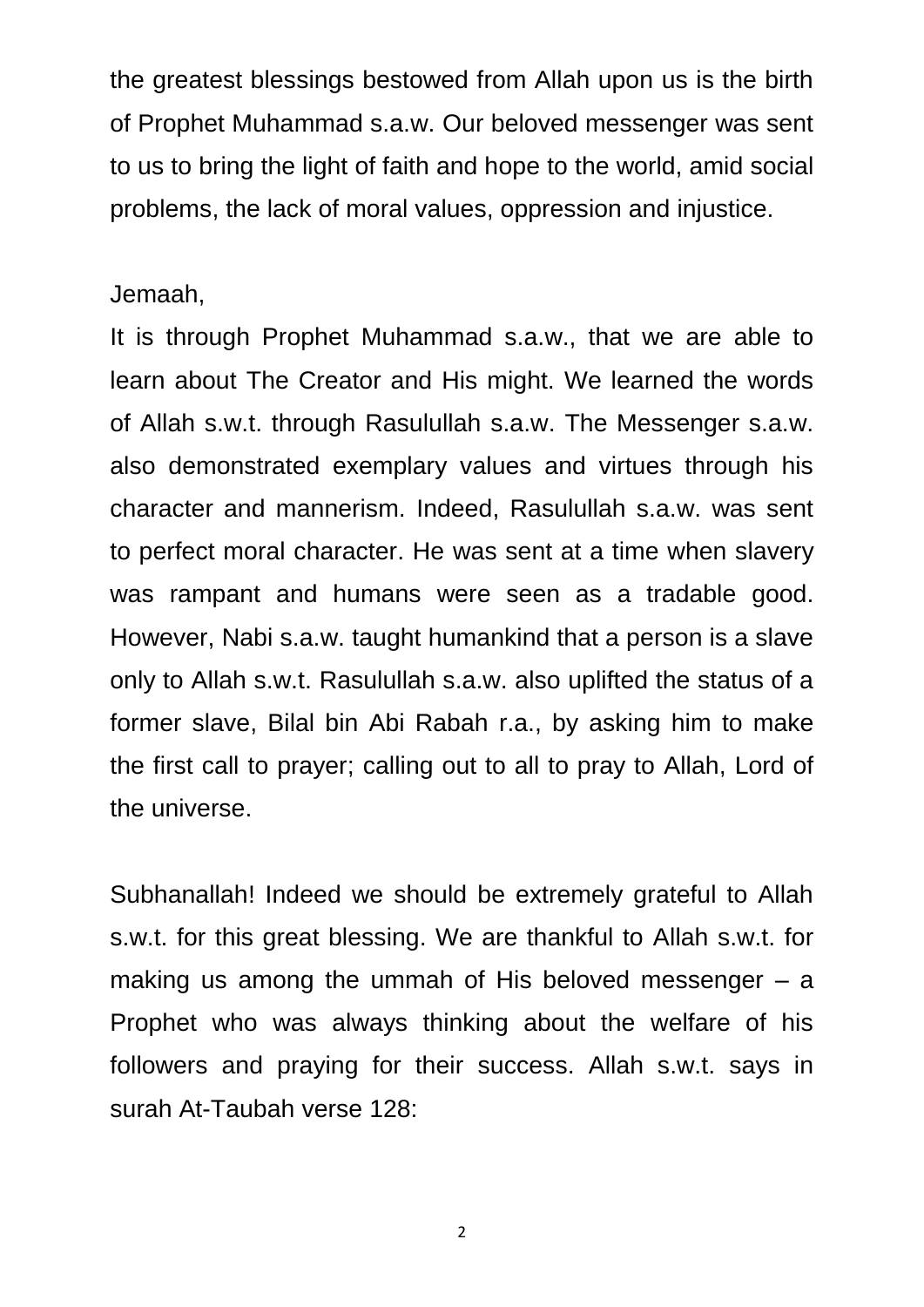the greatest blessings bestowed from Allah upon us is the birth of Prophet Muhammad s.a.w. Our beloved messenger was sent to us to bring the light of faith and hope to the world, amid social problems, the lack of moral values, oppression and injustice.

Jemaah,

It is through Prophet Muhammad s.a.w., that we are able to learn about The Creator and His might. We learned the words of Allah s.w.t. through Rasulullah s.a.w. The Messenger s.a.w. also demonstrated exemplary values and virtues through his character and mannerism. Indeed, Rasulullah s.a.w. was sent to perfect moral character. He was sent at a time when slavery was rampant and humans were seen as a tradable good. However, Nabi s.a.w. taught humankind that a person is a slave only to Allah s.w.t. Rasulullah s.a.w. also uplifted the status of a former slave, Bilal bin Abi Rabah r.a., by asking him to make the first call to prayer; calling out to all to pray to Allah, Lord of the universe.

Subhanallah! Indeed we should be extremely grateful to Allah s.w.t. for this great blessing. We are thankful to Allah s.w.t. for making us among the ummah of His beloved messenger – a Prophet who was always thinking about the welfare of his followers and praying for their success. Allah s.w.t. says in surah At-Taubah verse 128: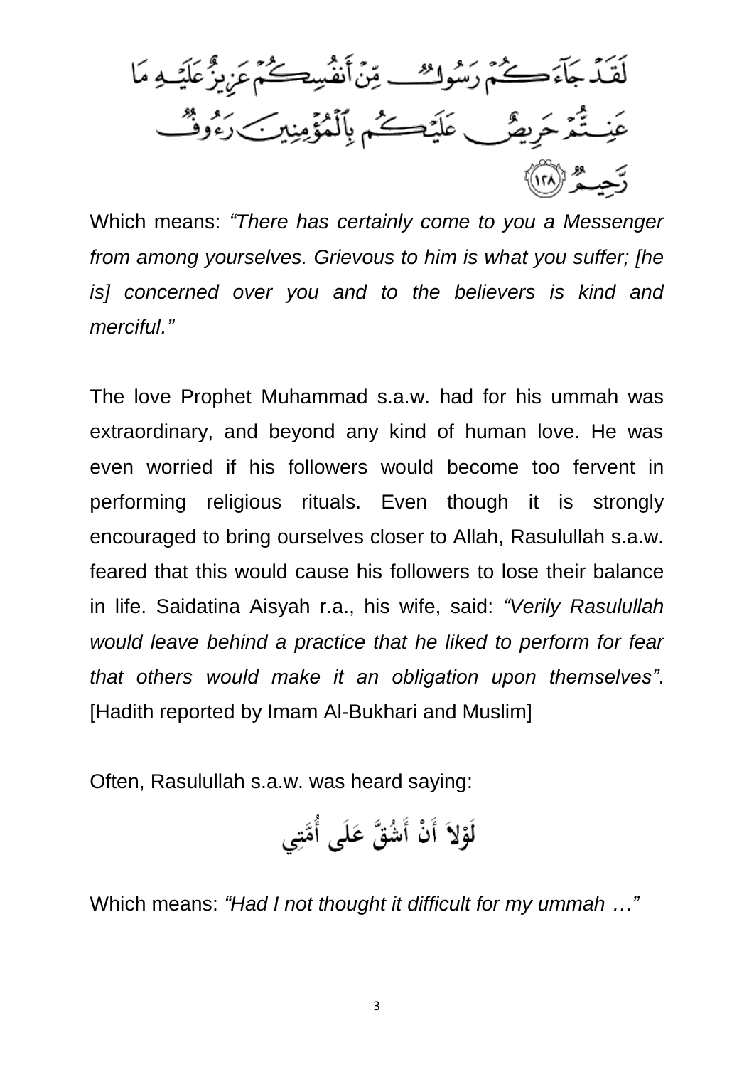لَقَدْ جَآءَكُمْ رَسُولٌ مِّنْ أَنفُسِكُمْ عَزِيزٌ عَلَيْهِ مَا عَنِتُّمْ حَرِيصٌ عَلَيْكُم بِٱلْمُؤْمِنِينَ رَءُوفٌ رَّحِيمٌ ﴿١٢٨﴾

Which means: *"There has certainly come to you a Messenger from among yourselves. Grievous to him is what you suffer; [he is] concerned over you and to the believers is kind and merciful."*

The love Prophet Muhammad s.a.w. had for his ummah was extraordinary, and beyond any kind of human love. He was even worried if his followers would become too fervent in performing religious rituals. Even though it is strongly encouraged to bring ourselves closer to Allah, Rasulullah s.a.w. feared that this would cause his followers to lose their balance in life. Saidatina Aisyah r.a., his wife, said: *"Verily Rasulullah would leave behind a practice that he liked to perform for fear that others would make it an obligation upon themselves"*. [Hadith reported by Imam Al-Bukhari and Muslim]

Often, Rasulullah s.a.w. was heard saying:

لَوْلاَ أَنْ أَشُقَّ عَلَى أُمَّتِي

Which means: *"Had I not thought it difficult for my ummah …"*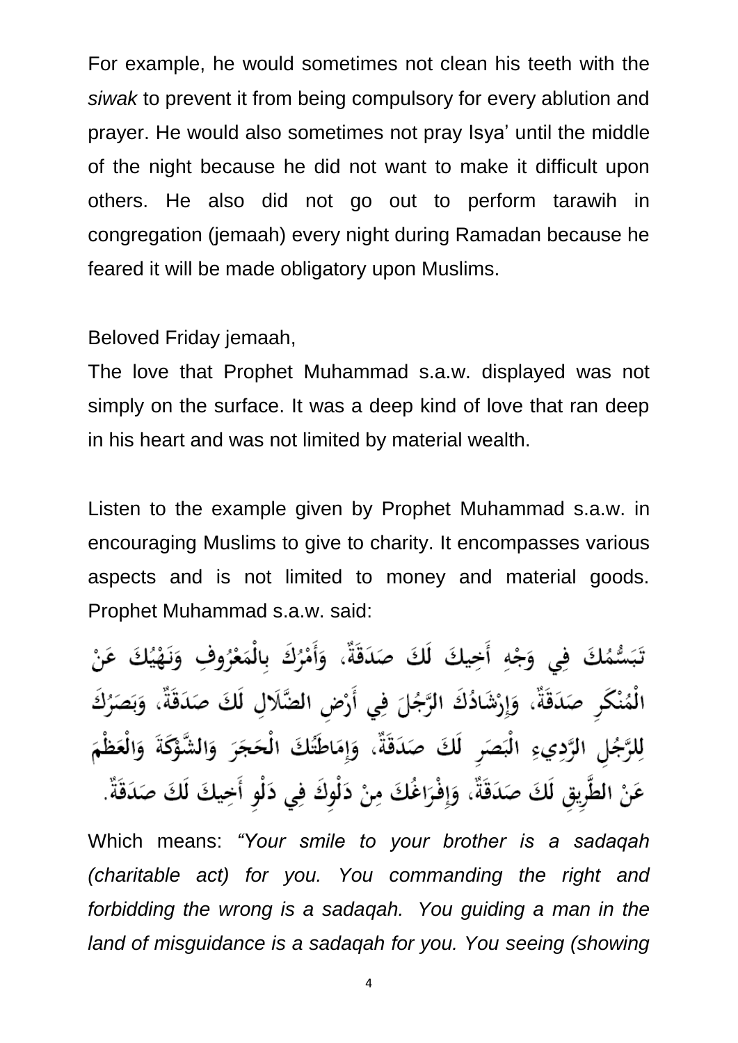For example, he would sometimes not clean his teeth with the *siwak* to prevent it from being compulsory for every ablution and prayer. He would also sometimes not pray Isya' until the middle of the night because he did not want to make it difficult upon others. He also did not go out to perform tarawih in congregation (jemaah) every night during Ramadan because he feared it will be made obligatory upon Muslims.

Beloved Friday jemaah,

The love that Prophet Muhammad s.a.w. displayed was not simply on the surface. It was a deep kind of love that ran deep in his heart and was not limited by material wealth.

Listen to the example given by Prophet Muhammad s.a.w. in encouraging Muslims to give to charity. It encompasses various aspects and is not limited to money and material goods. Prophet Muhammad s.a.w. said:

تَبَسُّمُكَ فِي وَجْهِ أَخِيكَ لَكَ صَدَقَةٌ، وَأَمْرُكَ بِالْمَعْرُوفِ وَنَهْيُكَ عَنْ الْمُنْكَرِ صَدَقَةٌ، وَإِرْشَادُكَ الرَّجُلَ فِي أَرْضِ الضَّلَالِ لَكَ صَدَقَةٌ، وَبَصَرُكَ لِلرَّجُلِ الرَّدِيءِ الْبَصَرِ لَكَ صَدَقَةٌ، وَإِمَاطَتُكَ الْحَجَرَ وَالشَّوْكَةَ وَالْعَظْمَ عَنْ الطَّرِيقِ لَكَ صَدَقَةٌ، وَإِفْرَاغُكَ مِنْ دَلْوِكَ فِي دَلْوِ أَخِيكَ لَكَ صَدَقَةٌ.

Which means: *"Your smile to your brother is a sadaqah (charitable act) for you. You commanding the right and forbidding the wrong is a sadaqah. You guiding a man in the land of misguidance is a sadaqah for you. You seeing (showing*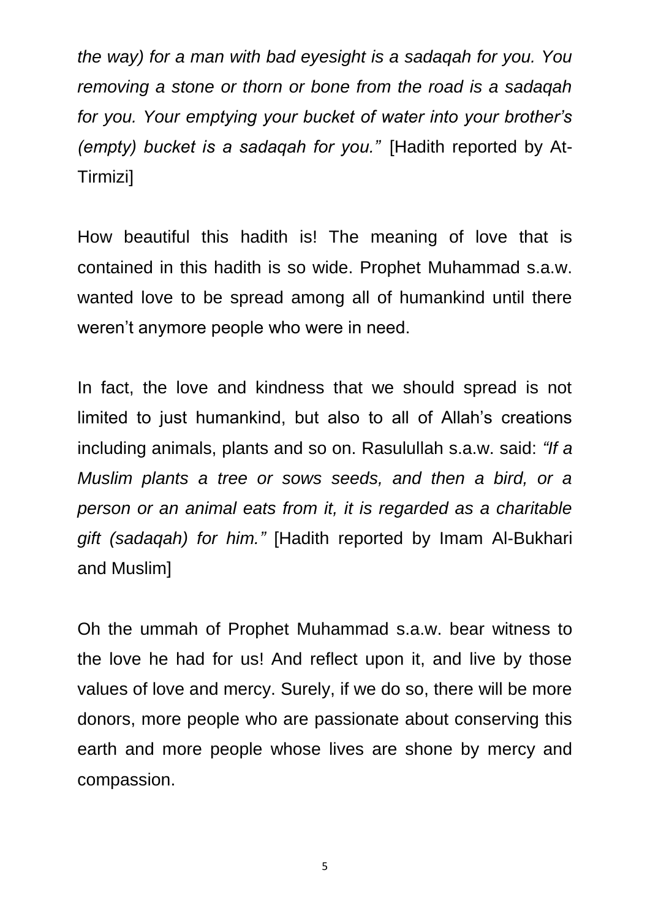*the way) for a man with bad eyesight is a sadaqah for you. You removing a stone or thorn or bone from the road is a sadaqah for you. Your emptying your bucket of water into your brother's (empty) bucket is a sadaqah for you."* [Hadith reported by At-Tirmizi]

How beautiful this hadith is! The meaning of love that is contained in this hadith is so wide. Prophet Muhammad s.a.w. wanted love to be spread among all of humankind until there weren't anymore people who were in need.

In fact, the love and kindness that we should spread is not limited to just humankind, but also to all of Allah's creations including animals, plants and so on. Rasulullah s.a.w. said: *"If a Muslim plants a tree or sows seeds, and then a bird, or a person or an animal eats from it, it is regarded as a charitable gift (sadaqah) for him."* [Hadith reported by Imam Al-Bukhari and Muslim]

Oh the ummah of Prophet Muhammad s.a.w. bear witness to the love he had for us! And reflect upon it, and live by those values of love and mercy. Surely, if we do so, there will be more donors, more people who are passionate about conserving this earth and more people whose lives are shone by mercy and compassion.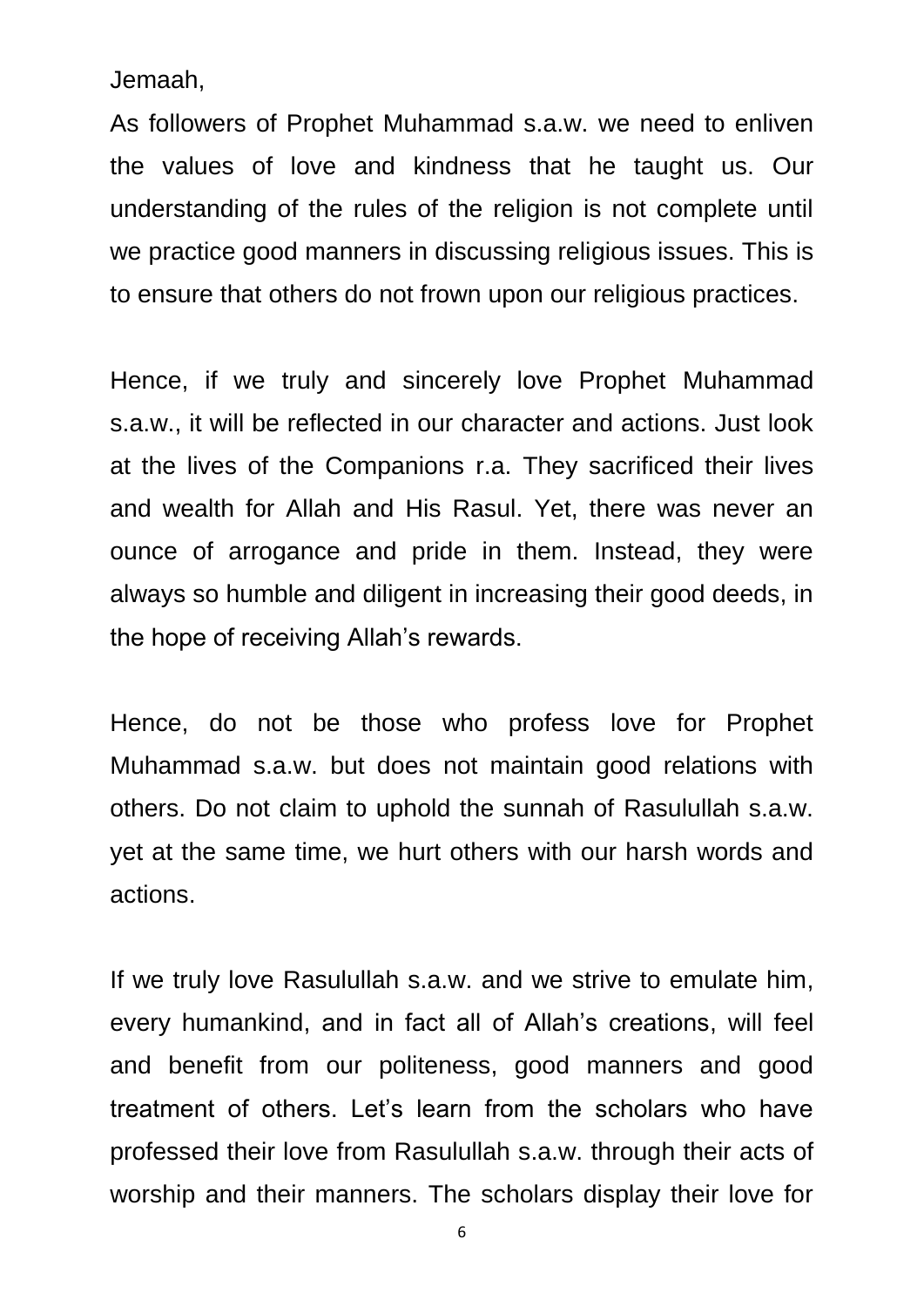Jemaah,

As followers of Prophet Muhammad s.a.w. we need to enliven the values of love and kindness that he taught us. Our understanding of the rules of the religion is not complete until we practice good manners in discussing religious issues. This is to ensure that others do not frown upon our religious practices.

Hence, if we truly and sincerely love Prophet Muhammad s.a.w., it will be reflected in our character and actions. Just look at the lives of the Companions r.a. They sacrificed their lives and wealth for Allah and His Rasul. Yet, there was never an ounce of arrogance and pride in them. Instead, they were always so humble and diligent in increasing their good deeds, in the hope of receiving Allah's rewards.

Hence, do not be those who profess love for Prophet Muhammad s.a.w. but does not maintain good relations with others. Do not claim to uphold the sunnah of Rasulullah s.a.w. yet at the same time, we hurt others with our harsh words and actions.

If we truly love Rasulullah s.a.w. and we strive to emulate him, every humankind, and in fact all of Allah's creations, will feel and benefit from our politeness, good manners and good treatment of others. Let's learn from the scholars who have professed their love from Rasulullah s.a.w. through their acts of worship and their manners. The scholars display their love for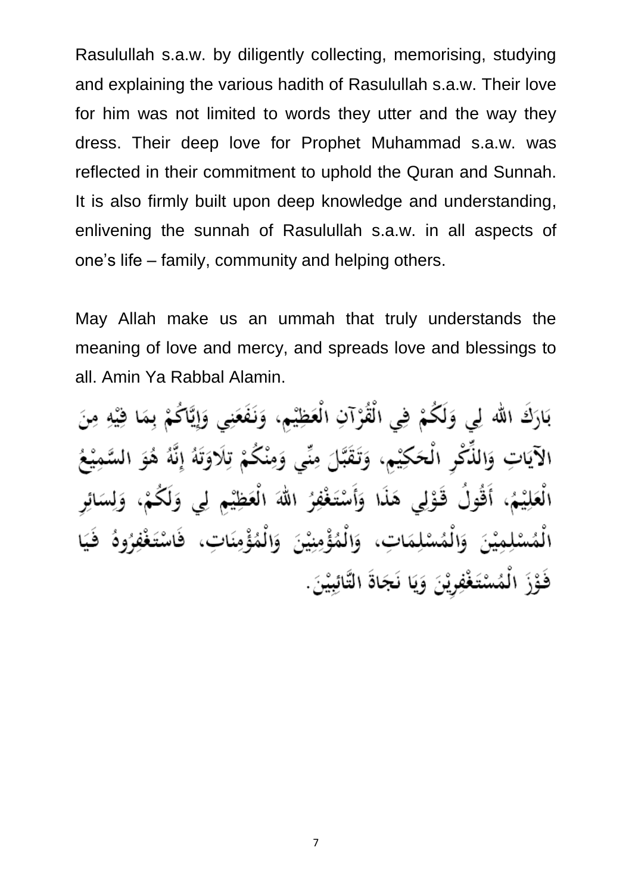Rasulullah s.a.w. by diligently collecting, memorising, studying and explaining the various hadith of Rasulullah s.a.w. Their love for him was not limited to words they utter and the way they dress. Their deep love for Prophet Muhammad s.a.w. was reflected in their commitment to uphold the Quran and Sunnah. It is also firmly built upon deep knowledge and understanding, enlivening the sunnah of Rasulullah s.a.w. in all aspects of one's life – family, community and helping others.

May Allah make us an ummah that truly understands the meaning of love and mercy, and spreads love and blessings to all. Amin Ya Rabbal Alamin.

بَارَكَ اللهُ لِي وَلَكُمْ فِي الْقُرْآنِ الْعَظِيْمِ، وَنَفَعَنِي وَإِيَّاكُمْ بِمَا فِيْهِ مِنَ الآيَاتِ وَالذِّكْرِ الْحَكِيْمِ، وَتَقَبَّلَ مِنِّي وَمِنْكُمْ تِلَاوَتَهُ إِنَّهُ هُوَ السَّمِيْعُ الْعَلِيْمُ، أَقُوْلُ قَوْلِي هَذَا وَأَسْتَغْفِرُ اللهَ الْعَظِيْمَ لِي وَلَكُمْ، وَلِسَائِرِ الْمُسْلِمِيْنَ وَالْمُسْلِمَاتِ، وَالْمُؤْمِنِيْنَ وَالْمُؤْمِنَاتِ، فَاسْتَغْفِرُوهُ فَيَا فَوْزَ الْمُسْتَغْفِرِيْنَ وَيَا نَجَاةَ التَّائِبِيْنَ.